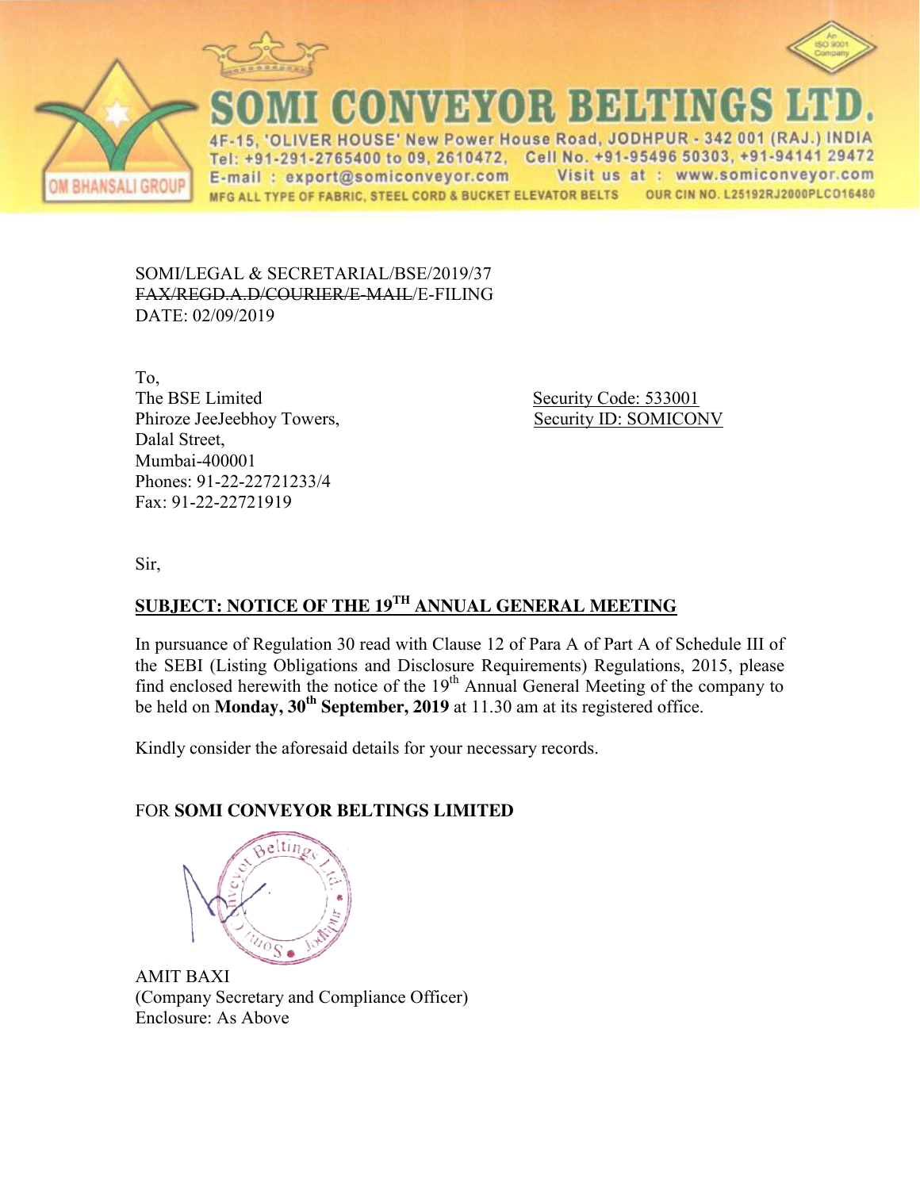# SOMI CONVEYOR BELTINGS LTD.

4F-15, 'OLIVER HOUSE' New Power House Road, JODHPUR - 342 001 (RAJ.) INDIA
Tel: +91-291-2765400 to 09, 2610472, Cell No. +91-95496 50303, +91-94141 29472
E-mail : export@somiconveyor.com Visit us at : www.somiconveyor.com
MFG ALL TYPE OF FABRIC, STEEL CORD & BUCKET ELEVATOR BELTS OUR CIN NO. L25192RJ2000PLCO16480

OM BHANSALI GROUP

SOMI/LEGAL & SECRETARIAL/BSE/2019/37
~~FAX/REGD.A.D/COURIER/E-MAIL~~/E-FILING
DATE: 02/09/2019

To,
The BSE Limited
Phiroze JeeJeebhoy Towers,
Dalal Street,
Mumbai-400001
Phones: 91-22-22721233/4
Fax: 91-22-22721919

Security Code: 533001
Security ID: SOMICONV

Sir,

**SUBJECT: NOTICE OF THE 19TH ANNUAL GENERAL MEETING**

In pursuance of Regulation 30 read with Clause 12 of Para A of Part A of Schedule III of the SEBI (Listing Obligations and Disclosure Requirements) Regulations, 2015, please find enclosed herewith the notice of the 19th Annual General Meeting of the company to be held on **Monday, 30th September, 2019** at 11.30 am at its registered office.

Kindly consider the aforesaid details for your necessary records.

FOR **SOMI CONVEYOR BELTINGS LIMITED**

AMIT BAXI
(Company Secretary and Compliance Officer)
Enclosure: As Above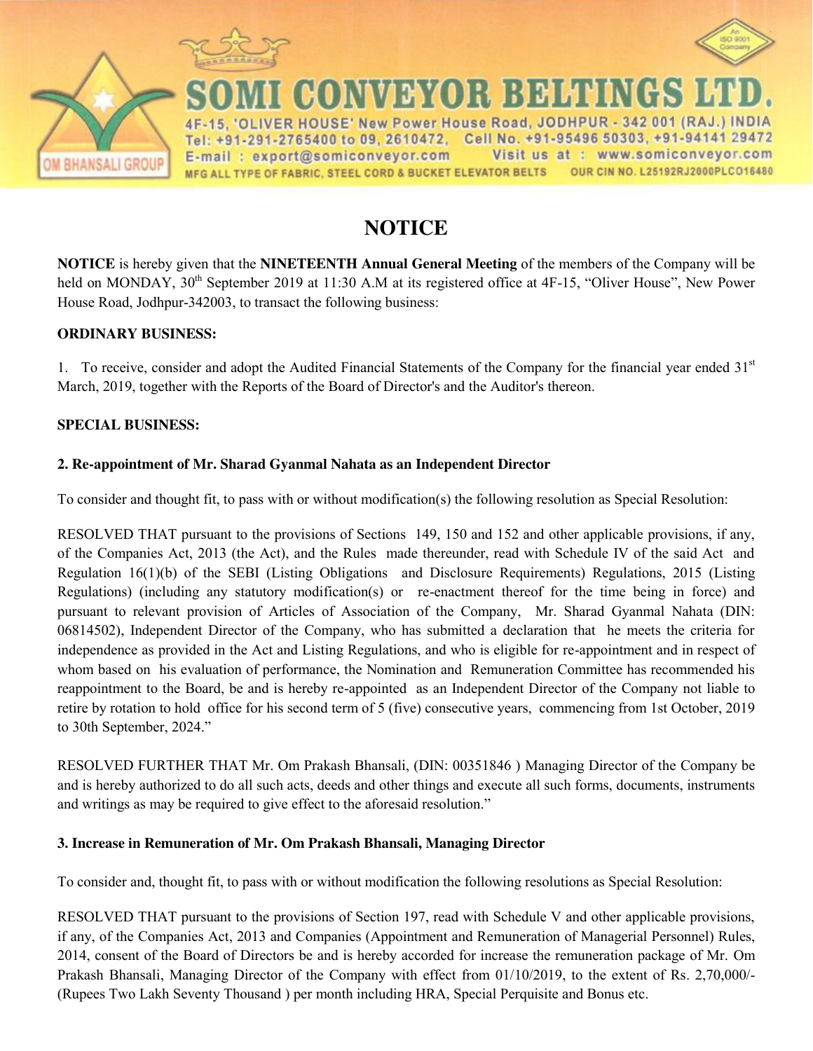# SOMI CONVEYOR BELTINGS LTD.

4F-15, 'OLIVER HOUSE' New Power House Road, JODHPUR - 342 001 (RAJ.) INDIA
Tel: +91-291-2765400 to 09, 2610472, Cell No. +91-95496 50303, +91-94141 29472
E-mail : export@somiconveyor.com Visit us at : www.somiconveyor.com
MFG ALL TYPE OF FABRIC, STEEL CORD & BUCKET ELEVATOR BELTS OUR CIN NO. L25192RJ2000PLCO16480

OM BHANSALI GROUP

## NOTICE

**NOTICE** is hereby given that the **NINETEENTH Annual General Meeting** of the members of the Company will be held on MONDAY, 30th September 2019 at 11:30 A.M at its registered office at 4F-15, "Oliver House", New Power House Road, Jodhpur-342003, to transact the following business:

**ORDINARY BUSINESS:**

1. To receive, consider and adopt the Audited Financial Statements of the Company for the financial year ended 31st March, 2019, together with the Reports of the Board of Director's and the Auditor's thereon.

**SPECIAL BUSINESS:**

**2. Re-appointment of Mr. Sharad Gyanmal Nahata as an Independent Director**

To consider and thought fit, to pass with or without modification(s) the following resolution as Special Resolution:

RESOLVED THAT pursuant to the provisions of Sections 149, 150 and 152 and other applicable provisions, if any, of the Companies Act, 2013 (the Act), and the Rules made thereunder, read with Schedule IV of the said Act and Regulation 16(1)(b) of the SEBI (Listing Obligations and Disclosure Requirements) Regulations, 2015 (Listing Regulations) (including any statutory modification(s) or re-enactment thereof for the time being in force) and pursuant to relevant provision of Articles of Association of the Company, Mr. Sharad Gyanmal Nahata (DIN: 06814502), Independent Director of the Company, who has submitted a declaration that he meets the criteria for independence as provided in the Act and Listing Regulations, and who is eligible for re-appointment and in respect of whom based on his evaluation of performance, the Nomination and Remuneration Committee has recommended his reappointment to the Board, be and is hereby re-appointed as an Independent Director of the Company not liable to retire by rotation to hold office for his second term of 5 (five) consecutive years, commencing from 1st October, 2019 to 30th September, 2024."

RESOLVED FURTHER THAT Mr. Om Prakash Bhansali, (DIN: 00351846 ) Managing Director of the Company be and is hereby authorized to do all such acts, deeds and other things and execute all such forms, documents, instruments and writings as may be required to give effect to the aforesaid resolution."

**3. Increase in Remuneration of Mr. Om Prakash Bhansali, Managing Director**

To consider and, thought fit, to pass with or without modification the following resolutions as Special Resolution:

RESOLVED THAT pursuant to the provisions of Section 197, read with Schedule V and other applicable provisions, if any, of the Companies Act, 2013 and Companies (Appointment and Remuneration of Managerial Personnel) Rules, 2014, consent of the Board of Directors be and is hereby accorded for increase the remuneration package of Mr. Om Prakash Bhansali, Managing Director of the Company with effect from 01/10/2019, to the extent of Rs. 2,70,000/- (Rupees Two Lakh Seventy Thousand ) per month including HRA, Special Perquisite and Bonus etc.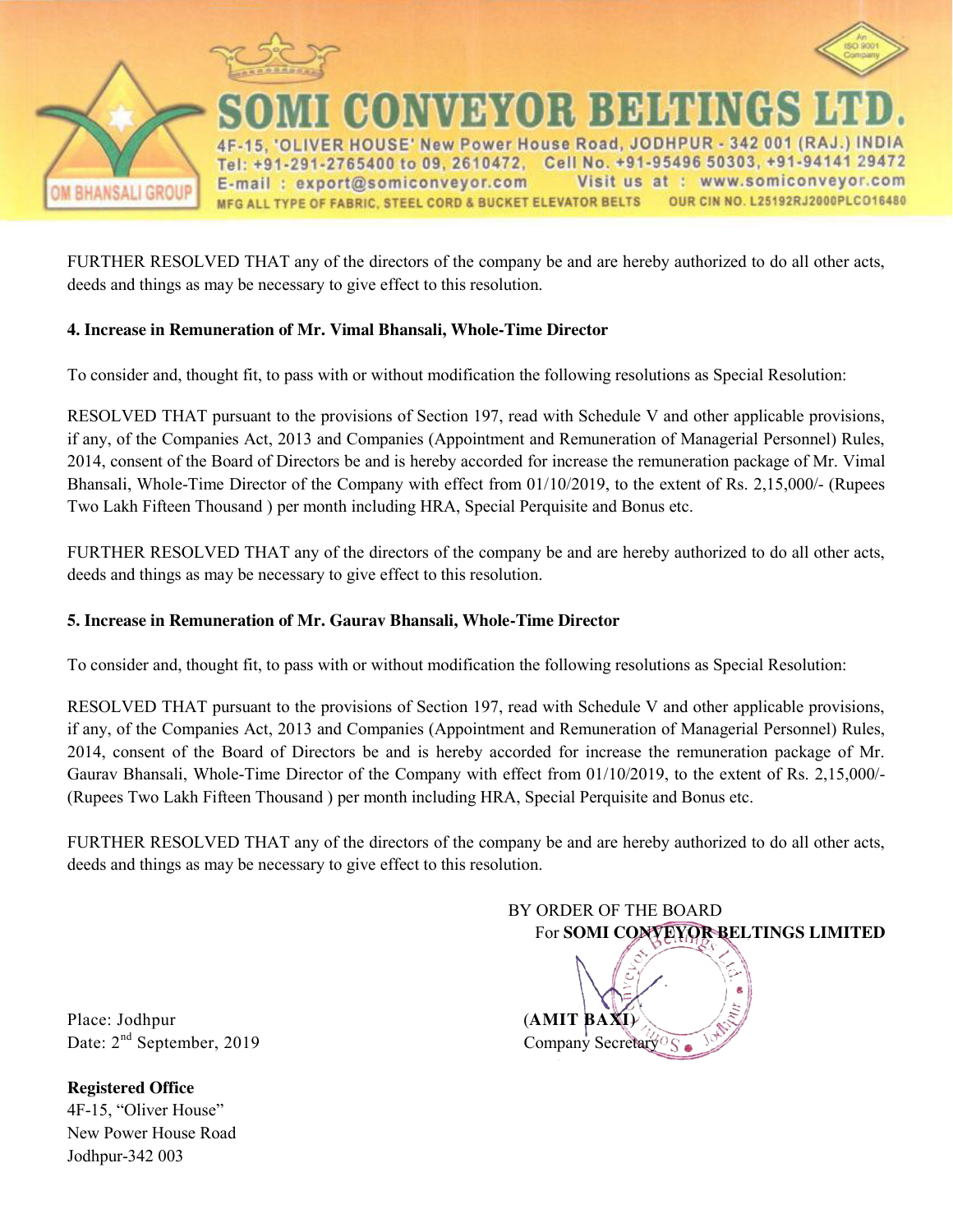FURTHER RESOLVED THAT any of the directors of the company be and are hereby authorized to do all other acts, deeds and things as may be necessary to give effect to this resolution.

**4. Increase in Remuneration of Mr. Vimal Bhansali, Whole-Time Director**

To consider and, thought fit, to pass with or without modification the following resolutions as Special Resolution:

RESOLVED THAT pursuant to the provisions of Section 197, read with Schedule V and other applicable provisions, if any, of the Companies Act, 2013 and Companies (Appointment and Remuneration of Managerial Personnel) Rules, 2014, consent of the Board of Directors be and is hereby accorded for increase the remuneration package of Mr. Vimal Bhansali, Whole-Time Director of the Company with effect from 01/10/2019, to the extent of Rs. 2,15,000/- (Rupees Two Lakh Fifteen Thousand ) per month including HRA, Special Perquisite and Bonus etc.

FURTHER RESOLVED THAT any of the directors of the company be and are hereby authorized to do all other acts, deeds and things as may be necessary to give effect to this resolution.

**5. Increase in Remuneration of Mr. Gaurav Bhansali, Whole-Time Director**

To consider and, thought fit, to pass with or without modification the following resolutions as Special Resolution:

RESOLVED THAT pursuant to the provisions of Section 197, read with Schedule V and other applicable provisions, if any, of the Companies Act, 2013 and Companies (Appointment and Remuneration of Managerial Personnel) Rules, 2014, consent of the Board of Directors be and is hereby accorded for increase the remuneration package of Mr. Gaurav Bhansali, Whole-Time Director of the Company with effect from 01/10/2019, to the extent of Rs. 2,15,000/- (Rupees Two Lakh Fifteen Thousand ) per month including HRA, Special Perquisite and Bonus etc.

FURTHER RESOLVED THAT any of the directors of the company be and are hereby authorized to do all other acts, deeds and things as may be necessary to give effect to this resolution.

BY ORDER OF THE BOARD
For **SOMI CONVEYOR BELTINGS LIMITED**

(**AMIT BAXI**)
Company Secretary

Place: Jodhpur
Date: 2nd September, 2019

**Registered Office**
4F-15, "Oliver House"
New Power House Road
Jodhpur-342 003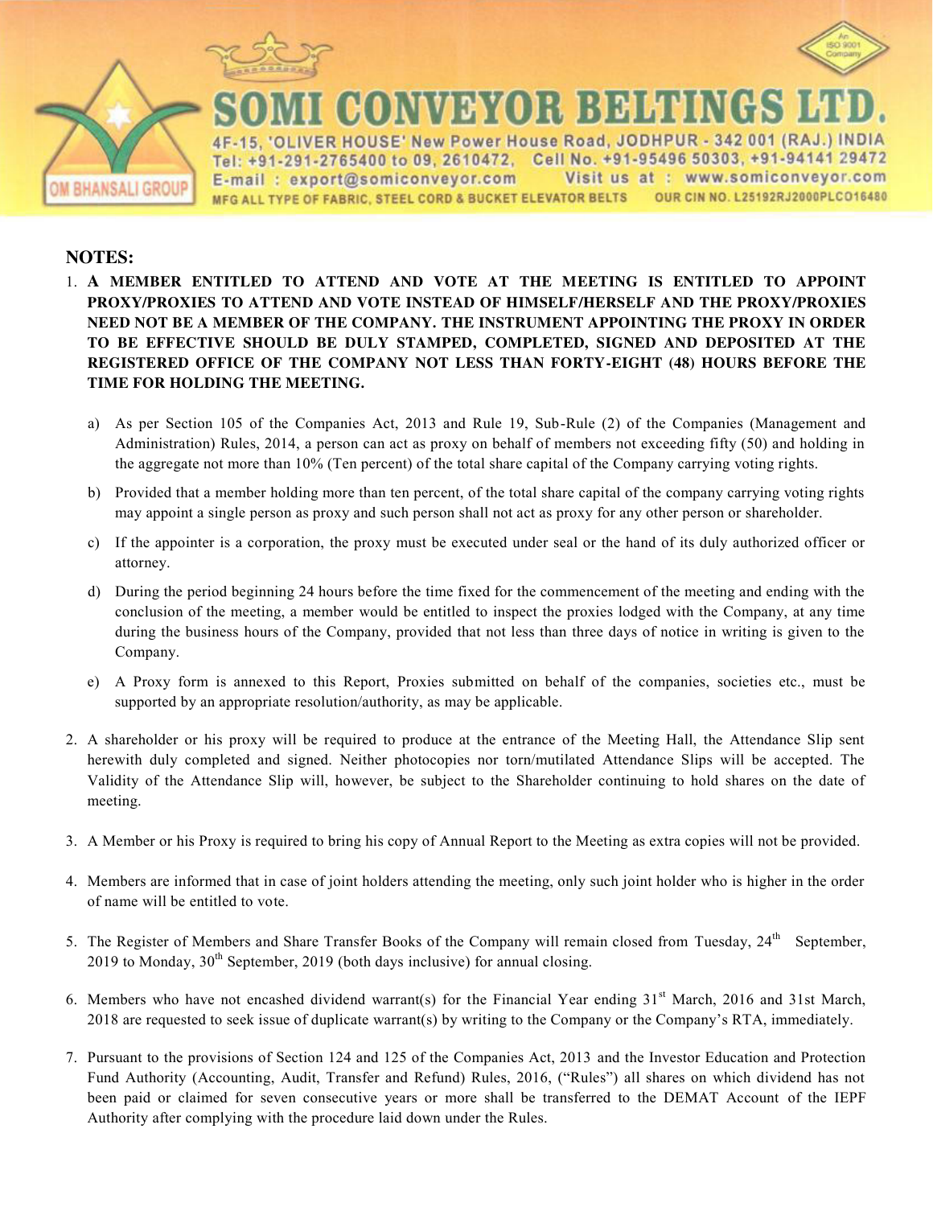# SOMI CONVEYOR BELTINGS LTD.

4F-15, 'OLIVER HOUSE' New Power House Road, JODHPUR - 342 001 (RAJ.) INDIA
Tel: +91-291-2765400 to 09, 2610472, Cell No. +91-95496 50303, +91-94141 29472
E-mail : export@somiconveyor.com Visit us at : www.somiconveyor.com
MFG ALL TYPE OF FABRIC, STEEL CORD & BUCKET ELEVATOR BELTS OUR CIN NO. L25192RJ2000PLCO16480

OM BHANSALI GROUP

## NOTES:

1. **A MEMBER ENTITLED TO ATTEND AND VOTE AT THE MEETING IS ENTITLED TO APPOINT PROXY/PROXIES TO ATTEND AND VOTE INSTEAD OF HIMSELF/HERSELF AND THE PROXY/PROXIES NEED NOT BE A MEMBER OF THE COMPANY. THE INSTRUMENT APPOINTING THE PROXY IN ORDER TO BE EFFECTIVE SHOULD BE DULY STAMPED, COMPLETED, SIGNED AND DEPOSITED AT THE REGISTERED OFFICE OF THE COMPANY NOT LESS THAN FORTY-EIGHT (48) HOURS BEFORE THE TIME FOR HOLDING THE MEETING.**

   a) As per Section 105 of the Companies Act, 2013 and Rule 19, Sub-Rule (2) of the Companies (Management and Administration) Rules, 2014, a person can act as proxy on behalf of members not exceeding fifty (50) and holding in the aggregate not more than 10% (Ten percent) of the total share capital of the Company carrying voting rights.

   b) Provided that a member holding more than ten percent, of the total share capital of the company carrying voting rights may appoint a single person as proxy and such person shall not act as proxy for any other person or shareholder.

   c) If the appointer is a corporation, the proxy must be executed under seal or the hand of its duly authorized officer or attorney.

   d) During the period beginning 24 hours before the time fixed for the commencement of the meeting and ending with the conclusion of the meeting, a member would be entitled to inspect the proxies lodged with the Company, at any time during the business hours of the Company, provided that not less than three days of notice in writing is given to the Company.

   e) A Proxy form is annexed to this Report, Proxies submitted on behalf of the companies, societies etc., must be supported by an appropriate resolution/authority, as may be applicable.

2. A shareholder or his proxy will be required to produce at the entrance of the Meeting Hall, the Attendance Slip sent herewith duly completed and signed. Neither photocopies nor torn/mutilated Attendance Slips will be accepted. The Validity of the Attendance Slip will, however, be subject to the Shareholder continuing to hold shares on the date of meeting.

3. A Member or his Proxy is required to bring his copy of Annual Report to the Meeting as extra copies will not be provided.

4. Members are informed that in case of joint holders attending the meeting, only such joint holder who is higher in the order of name will be entitled to vote.

5. The Register of Members and Share Transfer Books of the Company will remain closed from Tuesday, 24th September, 2019 to Monday, 30th September, 2019 (both days inclusive) for annual closing.

6. Members who have not encashed dividend warrant(s) for the Financial Year ending 31st March, 2016 and 31st March, 2018 are requested to seek issue of duplicate warrant(s) by writing to the Company or the Company's RTA, immediately.

7. Pursuant to the provisions of Section 124 and 125 of the Companies Act, 2013 and the Investor Education and Protection Fund Authority (Accounting, Audit, Transfer and Refund) Rules, 2016, ("Rules") all shares on which dividend has not been paid or claimed for seven consecutive years or more shall be transferred to the DEMAT Account of the IEPF Authority after complying with the procedure laid down under the Rules.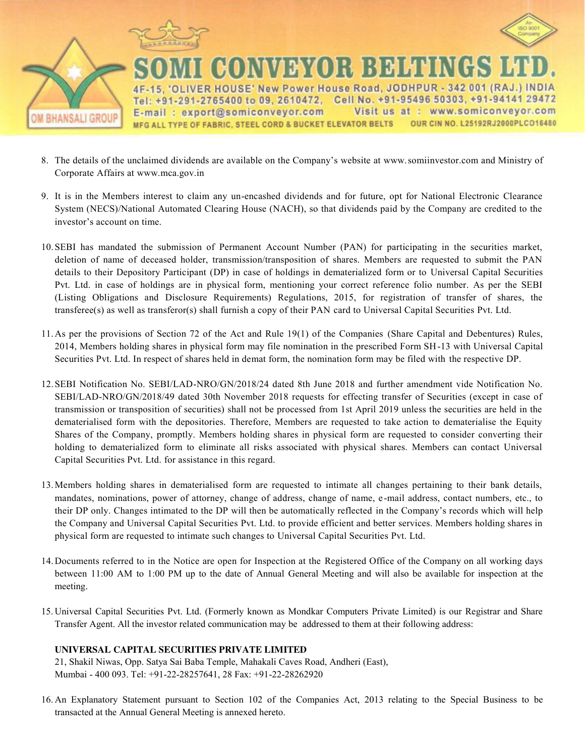8. The details of the unclaimed dividends are available on the Company's website at www.somiinvestor.com and Ministry of Corporate Affairs at www.mca.gov.in

9. It is in the Members interest to claim any un-encashed dividends and for future, opt for National Electronic Clearance System (NECS)/National Automated Clearing House (NACH), so that dividends paid by the Company are credited to the investor's account on time.

10. SEBI has mandated the submission of Permanent Account Number (PAN) for participating in the securities market, deletion of name of deceased holder, transmission/transposition of shares. Members are requested to submit the PAN details to their Depository Participant (DP) in case of holdings in dematerialized form or to Universal Capital Securities Pvt. Ltd. in case of holdings are in physical form, mentioning your correct reference folio number. As per the SEBI (Listing Obligations and Disclosure Requirements) Regulations, 2015, for registration of transfer of shares, the transferee(s) as well as transferor(s) shall furnish a copy of their PAN card to Universal Capital Securities Pvt. Ltd.

11. As per the provisions of Section 72 of the Act and Rule 19(1) of the Companies (Share Capital and Debentures) Rules, 2014, Members holding shares in physical form may file nomination in the prescribed Form SH-13 with Universal Capital Securities Pvt. Ltd. In respect of shares held in demat form, the nomination form may be filed with the respective DP.

12. SEBI Notification No. SEBI/LAD-NRO/GN/2018/24 dated 8th June 2018 and further amendment vide Notification No. SEBI/LAD-NRO/GN/2018/49 dated 30th November 2018 requests for effecting transfer of Securities (except in case of transmission or transposition of securities) shall not be processed from 1st April 2019 unless the securities are held in the dematerialised form with the depositories. Therefore, Members are requested to take action to dematerialise the Equity Shares of the Company, promptly. Members holding shares in physical form are requested to consider converting their holding to dematerialized form to eliminate all risks associated with physical shares. Members can contact Universal Capital Securities Pvt. Ltd. for assistance in this regard.

13. Members holding shares in dematerialised form are requested to intimate all changes pertaining to their bank details, mandates, nominations, power of attorney, change of name, e-mail address, contact numbers, etc., to their DP only. Changes intimated to the DP will then be automatically reflected in the Company's records which will help the Company and Universal Capital Securities Pvt. Ltd. to provide efficient and better services. Members holding shares in physical form are requested to intimate such changes to Universal Capital Securities Pvt. Ltd.

14. Documents referred to in the Notice are open for Inspection at the Registered Office of the Company on all working days between 11:00 AM to 1:00 PM up to the date of Annual General Meeting and will also be available for inspection at the meeting.

15. Universal Capital Securities Pvt. Ltd. (Formerly known as Mondkar Computers Private Limited) is our Registrar and Share Transfer Agent. All the investor related communication may be addressed to them at their following address:

    **UNIVERSAL CAPITAL SECURITIES PRIVATE LIMITED**
    21, Shakil Niwas, Opp. Satya Sai Baba Temple, Mahakali Caves Road, Andheri (East),
    Mumbai - 400 093. Tel: +91-22-28257641, 28 Fax: +91-22-28262920

16. An Explanatory Statement pursuant to Section 102 of the Companies Act, 2013 relating to the Special Business to be transacted at the Annual General Meeting is annexed hereto.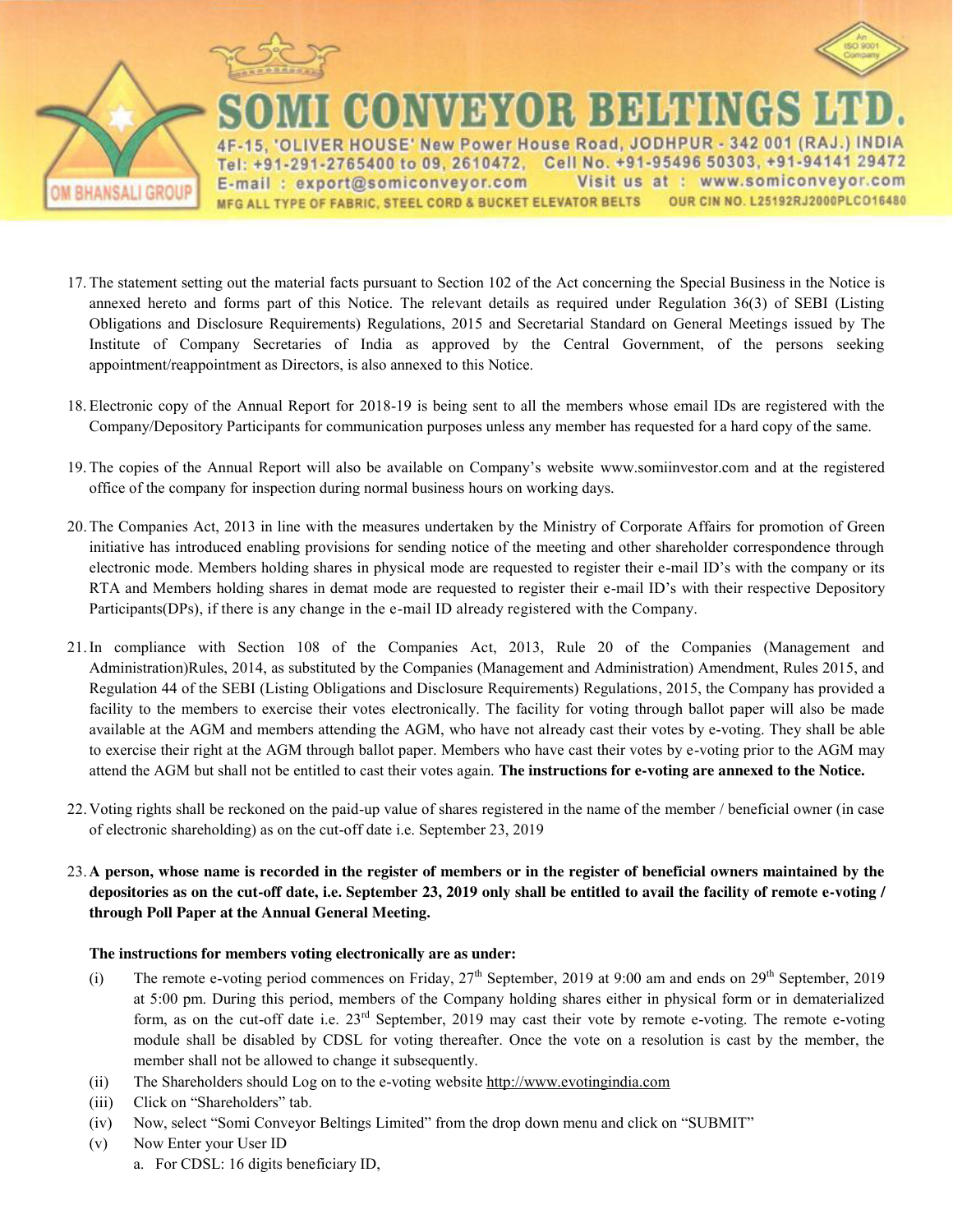17. The statement setting out the material facts pursuant to Section 102 of the Act concerning the Special Business in the Notice is annexed hereto and forms part of this Notice. The relevant details as required under Regulation 36(3) of SEBI (Listing Obligations and Disclosure Requirements) Regulations, 2015 and Secretarial Standard on General Meetings issued by The Institute of Company Secretaries of India as approved by the Central Government, of the persons seeking appointment/reappointment as Directors, is also annexed to this Notice.

18. Electronic copy of the Annual Report for 2018-19 is being sent to all the members whose email IDs are registered with the Company/Depository Participants for communication purposes unless any member has requested for a hard copy of the same.

19. The copies of the Annual Report will also be available on Company's website www.somiinvestor.com and at the registered office of the company for inspection during normal business hours on working days.

20. The Companies Act, 2013 in line with the measures undertaken by the Ministry of Corporate Affairs for promotion of Green initiative has introduced enabling provisions for sending notice of the meeting and other shareholder correspondence through electronic mode. Members holding shares in physical mode are requested to register their e-mail ID's with the company or its RTA and Members holding shares in demat mode are requested to register their e-mail ID's with their respective Depository Participants(DPs), if there is any change in the e-mail ID already registered with the Company.

21. In compliance with Section 108 of the Companies Act, 2013, Rule 20 of the Companies (Management and Administration)Rules, 2014, as substituted by the Companies (Management and Administration) Amendment, Rules 2015, and Regulation 44 of the SEBI (Listing Obligations and Disclosure Requirements) Regulations, 2015, the Company has provided a facility to the members to exercise their votes electronically. The facility for voting through ballot paper will also be made available at the AGM and members attending the AGM, who have not already cast their votes by e-voting. They shall be able to exercise their right at the AGM through ballot paper. Members who have cast their votes by e-voting prior to the AGM may attend the AGM but shall not be entitled to cast their votes again. **The instructions for e-voting are annexed to the Notice.**

22. Voting rights shall be reckoned on the paid-up value of shares registered in the name of the member / beneficial owner (in case of electronic shareholding) as on the cut-off date i.e. September 23, 2019

23. **A person, whose name is recorded in the register of members or in the register of beneficial owners maintained by the depositories as on the cut-off date, i.e. September 23, 2019 only shall be entitled to avail the facility of remote e-voting / through Poll Paper at the Annual General Meeting.**

**The instructions for members voting electronically are as under:**

(i) The remote e-voting period commences on Friday, 27th September, 2019 at 9:00 am and ends on 29th September, 2019 at 5:00 pm. During this period, members of the Company holding shares either in physical form or in dematerialized form, as on the cut-off date i.e. 23rd September, 2019 may cast their vote by remote e-voting. The remote e-voting module shall be disabled by CDSL for voting thereafter. Once the vote on a resolution is cast by the member, the member shall not be allowed to change it subsequently.

(ii) The Shareholders should Log on to the e-voting website http://www.evotingindia.com

(iii) Click on "Shareholders" tab.

(iv) Now, select "Somi Conveyor Beltings Limited" from the drop down menu and click on "SUBMIT"

(v) Now Enter your User ID

a. For CDSL: 16 digits beneficiary ID,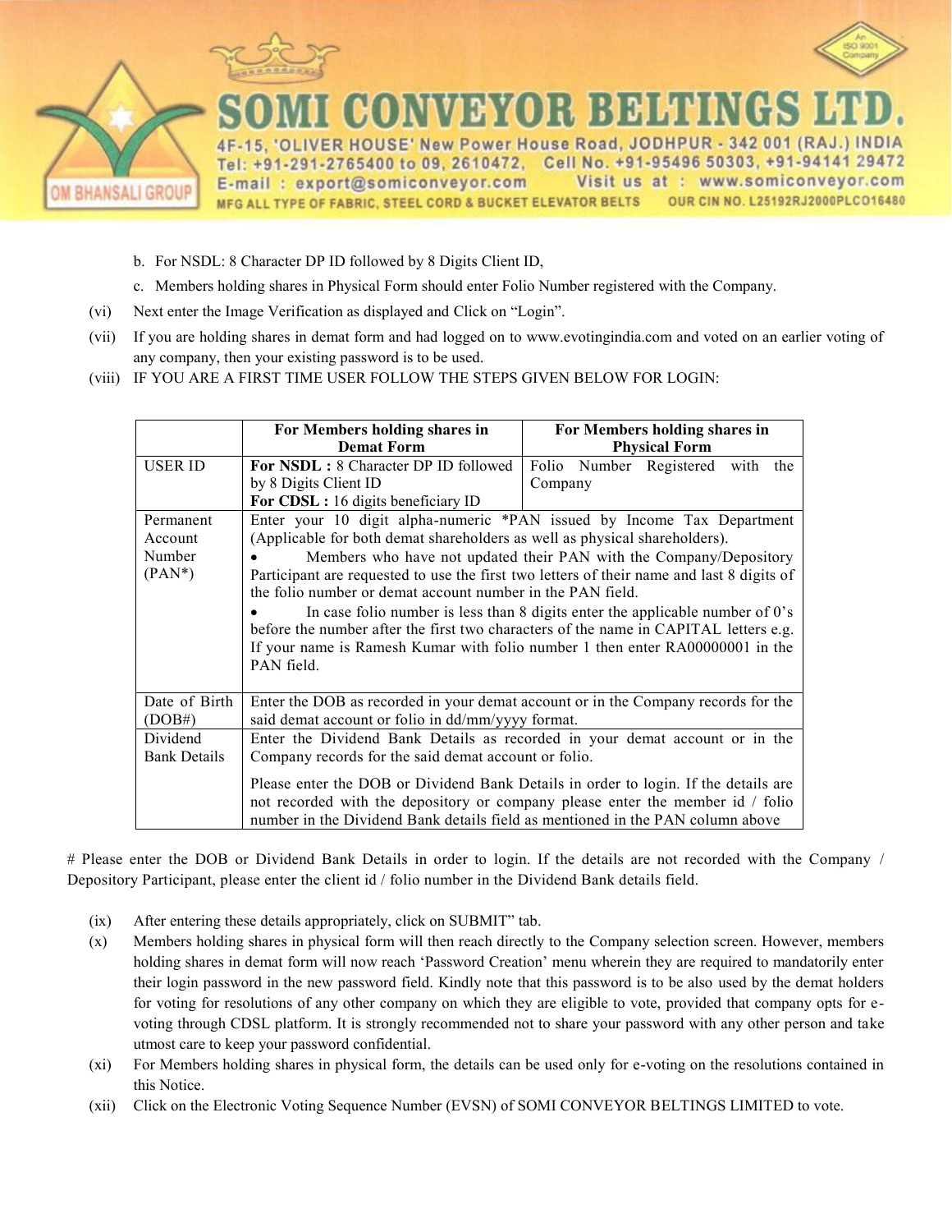b. For NSDL: 8 Character DP ID followed by 8 Digits Client ID,

c. Members holding shares in Physical Form should enter Folio Number registered with the Company.

(vi) Next enter the Image Verification as displayed and Click on "Login".

(vii) If you are holding shares in demat form and had logged on to www.evotingindia.com and voted on an earlier voting of any company, then your existing password is to be used.

(viii) IF YOU ARE A FIRST TIME USER FOLLOW THE STEPS GIVEN BELOW FOR LOGIN:

| | For Members holding shares in Demat Form | For Members holding shares in Physical Form |
|---|---|---|
| USER ID | **For NSDL :** 8 Character DP ID followed by 8 Digits Client ID<br>**For CDSL :** 16 digits beneficiary ID | Folio Number Registered with the Company |
| Permanent Account Number (PAN*) | Enter your 10 digit alpha-numeric *PAN issued by Income Tax Department (Applicable for both demat shareholders as well as physical shareholders).<br>• Members who have not updated their PAN with the Company/Depository Participant are requested to use the first two letters of their name and last 8 digits of the folio number or demat account number in the PAN field.<br>• In case folio number is less than 8 digits enter the applicable number of 0's before the number after the first two characters of the name in CAPITAL letters e.g. If your name is Ramesh Kumar with folio number 1 then enter RA00000001 in the PAN field. | |
| Date of Birth (DOB#) | Enter the DOB as recorded in your demat account or in the Company records for the said demat account or folio in dd/mm/yyyy format. | |
| Dividend Bank Details | Enter the Dividend Bank Details as recorded in your demat account or in the Company records for the said demat account or folio.<br>Please enter the DOB or Dividend Bank Details in order to login. If the details are not recorded with the depository or company please enter the member id / folio number in the Dividend Bank details field as mentioned in the PAN column above | |

# Please enter the DOB or Dividend Bank Details in order to login. If the details are not recorded with the Company / Depository Participant, please enter the client id / folio number in the Dividend Bank details field.

(ix) After entering these details appropriately, click on SUBMIT" tab.

(x) Members holding shares in physical form will then reach directly to the Company selection screen. However, members holding shares in demat form will now reach 'Password Creation' menu wherein they are required to mandatorily enter their login password in the new password field. Kindly note that this password is to be also used by the demat holders for voting for resolutions of any other company on which they are eligible to vote, provided that company opts for e-voting through CDSL platform. It is strongly recommended not to share your password with any other person and take utmost care to keep your password confidential.

(xi) For Members holding shares in physical form, the details can be used only for e-voting on the resolutions contained in this Notice.

(xii) Click on the Electronic Voting Sequence Number (EVSN) of SOMI CONVEYOR BELTINGS LIMITED to vote.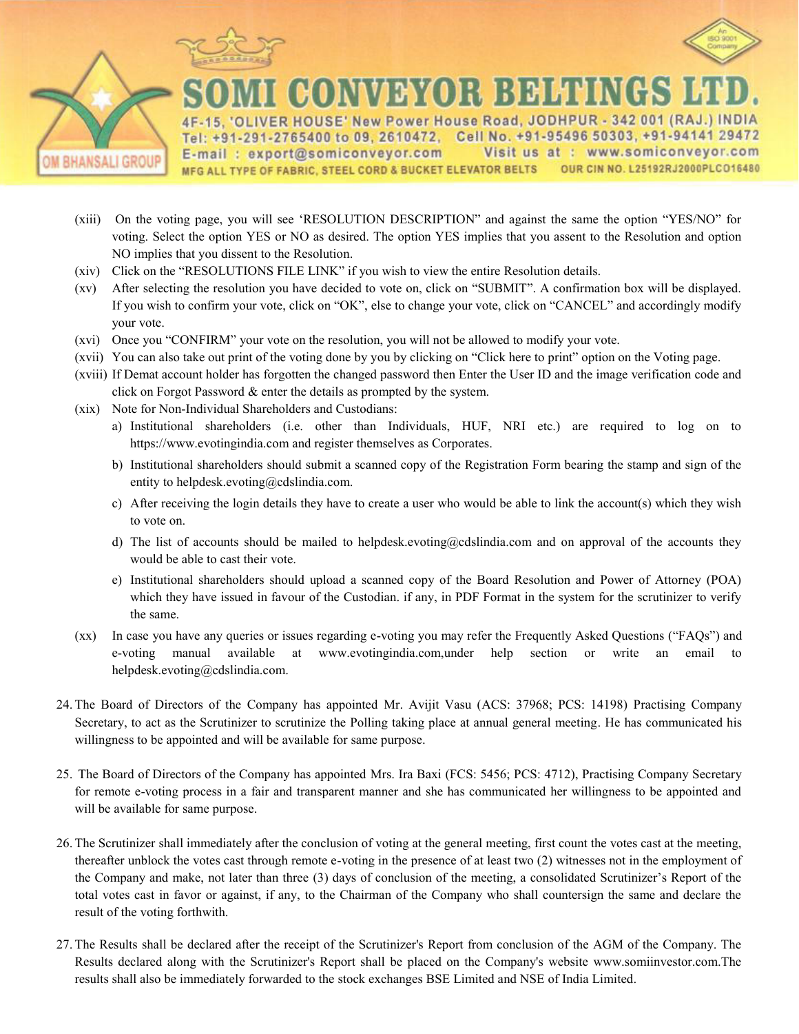(xiii) On the voting page, you will see 'RESOLUTION DESCRIPTION" and against the same the option "YES/NO" for voting. Select the option YES or NO as desired. The option YES implies that you assent to the Resolution and option NO implies that you dissent to the Resolution.

(xiv) Click on the "RESOLUTIONS FILE LINK" if you wish to view the entire Resolution details.

(xv) After selecting the resolution you have decided to vote on, click on "SUBMIT". A confirmation box will be displayed. If you wish to confirm your vote, click on "OK", else to change your vote, click on "CANCEL" and accordingly modify your vote.

(xvi) Once you "CONFIRM" your vote on the resolution, you will not be allowed to modify your vote.

(xvii) You can also take out print of the voting done by you by clicking on "Click here to print" option on the Voting page.

(xviii) If Demat account holder has forgotten the changed password then Enter the User ID and the image verification code and click on Forgot Password & enter the details as prompted by the system.

(xix) Note for Non-Individual Shareholders and Custodians:

a) Institutional shareholders (i.e. other than Individuals, HUF, NRI etc.) are required to log on to https://www.evotingindia.com and register themselves as Corporates.

b) Institutional shareholders should submit a scanned copy of the Registration Form bearing the stamp and sign of the entity to helpdesk.evoting@cdslindia.com.

c) After receiving the login details they have to create a user who would be able to link the account(s) which they wish to vote on.

d) The list of accounts should be mailed to helpdesk.evoting@cdslindia.com and on approval of the accounts they would be able to cast their vote.

e) Institutional shareholders should upload a scanned copy of the Board Resolution and Power of Attorney (POA) which they have issued in favour of the Custodian. if any, in PDF Format in the system for the scrutinizer to verify the same.

(xx) In case you have any queries or issues regarding e-voting you may refer the Frequently Asked Questions ("FAQs") and e-voting manual available at www.evotingindia.com,under help section or write an email to helpdesk.evoting@cdslindia.com.

24. The Board of Directors of the Company has appointed Mr. Avijit Vasu (ACS: 37968; PCS: 14198) Practising Company Secretary, to act as the Scrutinizer to scrutinize the Polling taking place at annual general meeting. He has communicated his willingness to be appointed and will be available for same purpose.

25. The Board of Directors of the Company has appointed Mrs. Ira Baxi (FCS: 5456; PCS: 4712), Practising Company Secretary for remote e-voting process in a fair and transparent manner and she has communicated her willingness to be appointed and will be available for same purpose.

26. The Scrutinizer shall immediately after the conclusion of voting at the general meeting, first count the votes cast at the meeting, thereafter unblock the votes cast through remote e-voting in the presence of at least two (2) witnesses not in the employment of the Company and make, not later than three (3) days of conclusion of the meeting, a consolidated Scrutinizer's Report of the total votes cast in favor or against, if any, to the Chairman of the Company who shall countersign the same and declare the result of the voting forthwith.

27. The Results shall be declared after the receipt of the Scrutinizer's Report from conclusion of the AGM of the Company. The Results declared along with the Scrutinizer's Report shall be placed on the Company's website www.somiinvestor.com.The results shall also be immediately forwarded to the stock exchanges BSE Limited and NSE of India Limited.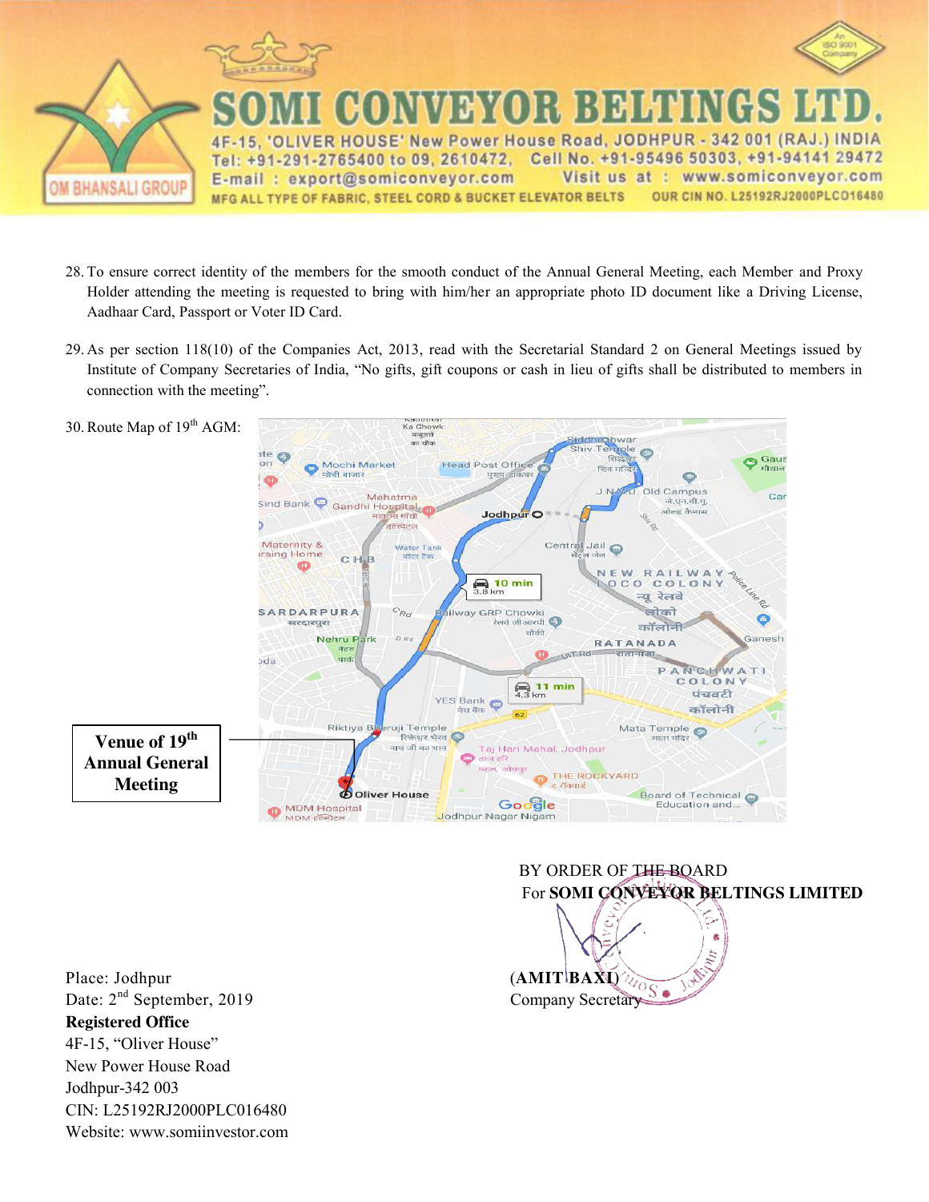28. To ensure correct identity of the members for the smooth conduct of the Annual General Meeting, each Member and Proxy Holder attending the meeting is requested to bring with him/her an appropriate photo ID document like a Driving License, Aadhaar Card, Passport or Voter ID Card.

29. As per section 118(10) of the Companies Act, 2013, read with the Secretarial Standard 2 on General Meetings issued by Institute of Company Secretaries of India, "No gifts, gift coupons or cash in lieu of gifts shall be distributed to members in connection with the meeting".

30. Route Map of 19th AGM:

Venue of 19th Annual General Meeting

BY ORDER OF THE BOARD
For **SOMI CONVEYOR BELTINGS LIMITED**

(**AMIT BAXI**)
Company Secretary

Place: Jodhpur
Date: 2nd September, 2019
**Registered Office**
4F-15, "Oliver House"
New Power House Road
Jodhpur-342 003
CIN: L25192RJ2000PLC016480
Website: www.somiinvestor.com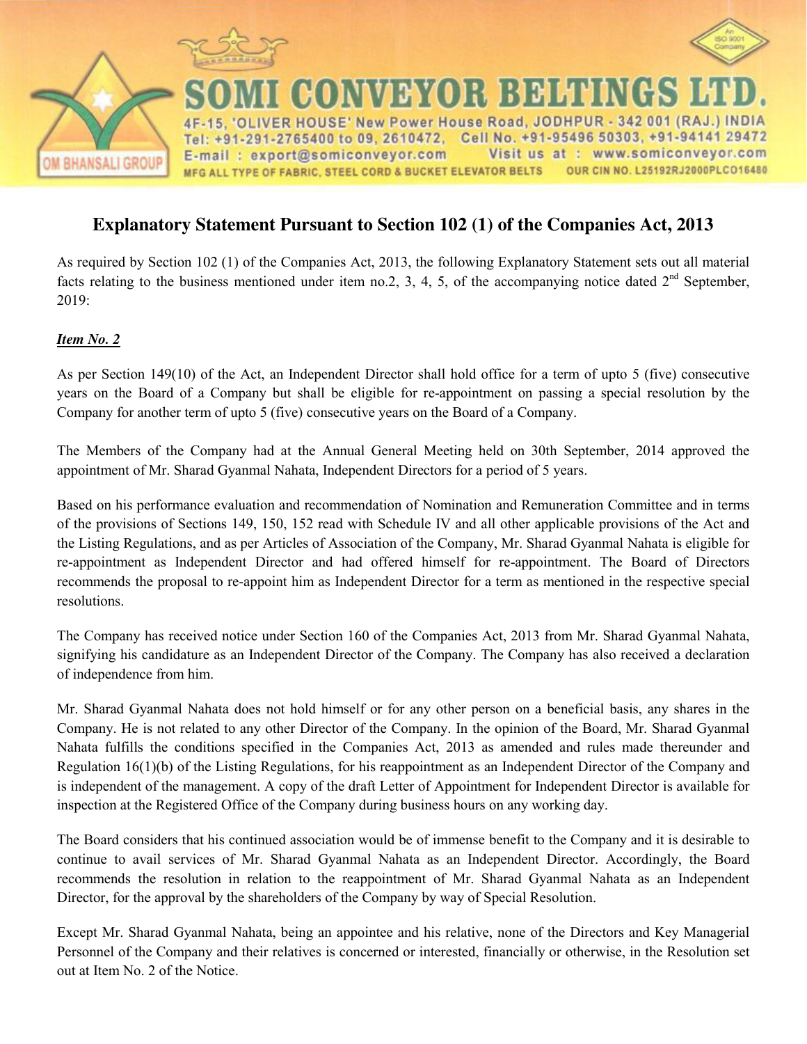# SOMI CONVEYOR BELTINGS LTD.

4F-15, 'OLIVER HOUSE' New Power House Road, JODHPUR - 342 001 (RAJ.) INDIA
Tel: +91-291-2765400 to 09, 2610472, Cell No. +91-95496 50303, +91-94141 29472
E-mail : export@somiconveyor.com Visit us at : www.somiconveyor.com
MFG ALL TYPE OF FABRIC, STEEL CORD & BUCKET ELEVATOR BELTS OUR CIN NO. L25192RJ2000PLCO16480

OM BHANSALI GROUP

## Explanatory Statement Pursuant to Section 102 (1) of the Companies Act, 2013

As required by Section 102 (1) of the Companies Act, 2013, the following Explanatory Statement sets out all material facts relating to the business mentioned under item no.2, 3, 4, 5, of the accompanying notice dated 2nd September, 2019:

***Item No. 2***

As per Section 149(10) of the Act, an Independent Director shall hold office for a term of upto 5 (five) consecutive years on the Board of a Company but shall be eligible for re-appointment on passing a special resolution by the Company for another term of upto 5 (five) consecutive years on the Board of a Company.

The Members of the Company had at the Annual General Meeting held on 30th September, 2014 approved the appointment of Mr. Sharad Gyanmal Nahata, Independent Directors for a period of 5 years.

Based on his performance evaluation and recommendation of Nomination and Remuneration Committee and in terms of the provisions of Sections 149, 150, 152 read with Schedule IV and all other applicable provisions of the Act and the Listing Regulations, and as per Articles of Association of the Company, Mr. Sharad Gyanmal Nahata is eligible for re-appointment as Independent Director and had offered himself for re-appointment. The Board of Directors recommends the proposal to re-appoint him as Independent Director for a term as mentioned in the respective special resolutions.

The Company has received notice under Section 160 of the Companies Act, 2013 from Mr. Sharad Gyanmal Nahata, signifying his candidature as an Independent Director of the Company. The Company has also received a declaration of independence from him.

Mr. Sharad Gyanmal Nahata does not hold himself or for any other person on a beneficial basis, any shares in the Company. He is not related to any other Director of the Company. In the opinion of the Board, Mr. Sharad Gyanmal Nahata fulfills the conditions specified in the Companies Act, 2013 as amended and rules made thereunder and Regulation 16(1)(b) of the Listing Regulations, for his reappointment as an Independent Director of the Company and is independent of the management. A copy of the draft Letter of Appointment for Independent Director is available for inspection at the Registered Office of the Company during business hours on any working day.

The Board considers that his continued association would be of immense benefit to the Company and it is desirable to continue to avail services of Mr. Sharad Gyanmal Nahata as an Independent Director. Accordingly, the Board recommends the resolution in relation to the reappointment of Mr. Sharad Gyanmal Nahata as an Independent Director, for the approval by the shareholders of the Company by way of Special Resolution.

Except Mr. Sharad Gyanmal Nahata, being an appointee and his relative, none of the Directors and Key Managerial Personnel of the Company and their relatives is concerned or interested, financially or otherwise, in the Resolution set out at Item No. 2 of the Notice.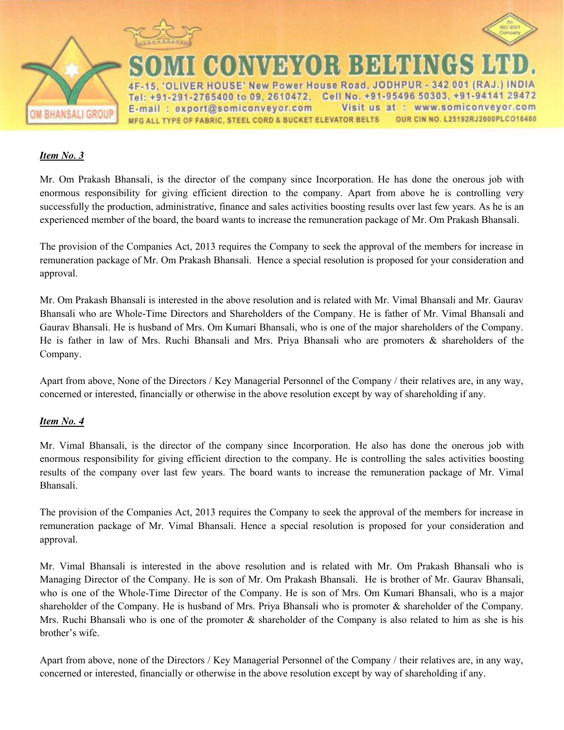***Item No. 3***

Mr. Om Prakash Bhansali, is the director of the company since Incorporation. He has done the onerous job with enormous responsibility for giving efficient direction to the company. Apart from above he is controlling very successfully the production, administrative, finance and sales activities boosting results over last few years. As he is an experienced member of the board, the board wants to increase the remuneration package of Mr. Om Prakash Bhansali.

The provision of the Companies Act, 2013 requires the Company to seek the approval of the members for increase in remuneration package of Mr. Om Prakash Bhansali. Hence a special resolution is proposed for your consideration and approval.

Mr. Om Prakash Bhansali is interested in the above resolution and is related with Mr. Vimal Bhansali and Mr. Gaurav Bhansali who are Whole-Time Directors and Shareholders of the Company. He is father of Mr. Vimal Bhansali and Gaurav Bhansali. He is husband of Mrs. Om Kumari Bhansali, who is one of the major shareholders of the Company. He is father in law of Mrs. Ruchi Bhansali and Mrs. Priya Bhansali who are promoters & shareholders of the Company.

Apart from above, None of the Directors / Key Managerial Personnel of the Company / their relatives are, in any way, concerned or interested, financially or otherwise in the above resolution except by way of shareholding if any.

***Item No. 4***

Mr. Vimal Bhansali, is the director of the company since Incorporation. He also has done the onerous job with enormous responsibility for giving efficient direction to the company. He is controlling the sales activities boosting results of the company over last few years. The board wants to increase the remuneration package of Mr. Vimal Bhansali.

The provision of the Companies Act, 2013 requires the Company to seek the approval of the members for increase in remuneration package of Mr. Vimal Bhansali. Hence a special resolution is proposed for your consideration and approval.

Mr. Vimal Bhansali is interested in the above resolution and is related with Mr. Om Prakash Bhansali who is Managing Director of the Company. He is son of Mr. Om Prakash Bhansali. He is brother of Mr. Gaurav Bhansali, who is one of the Whole-Time Director of the Company. He is son of Mrs. Om Kumari Bhansali, who is a major shareholder of the Company. He is husband of Mrs. Priya Bhansali who is promoter & shareholder of the Company. Mrs. Ruchi Bhansali who is one of the promoter & shareholder of the Company is also related to him as she is his brother's wife.

Apart from above, none of the Directors / Key Managerial Personnel of the Company / their relatives are, in any way, concerned or interested, financially or otherwise in the above resolution except by way of shareholding if any.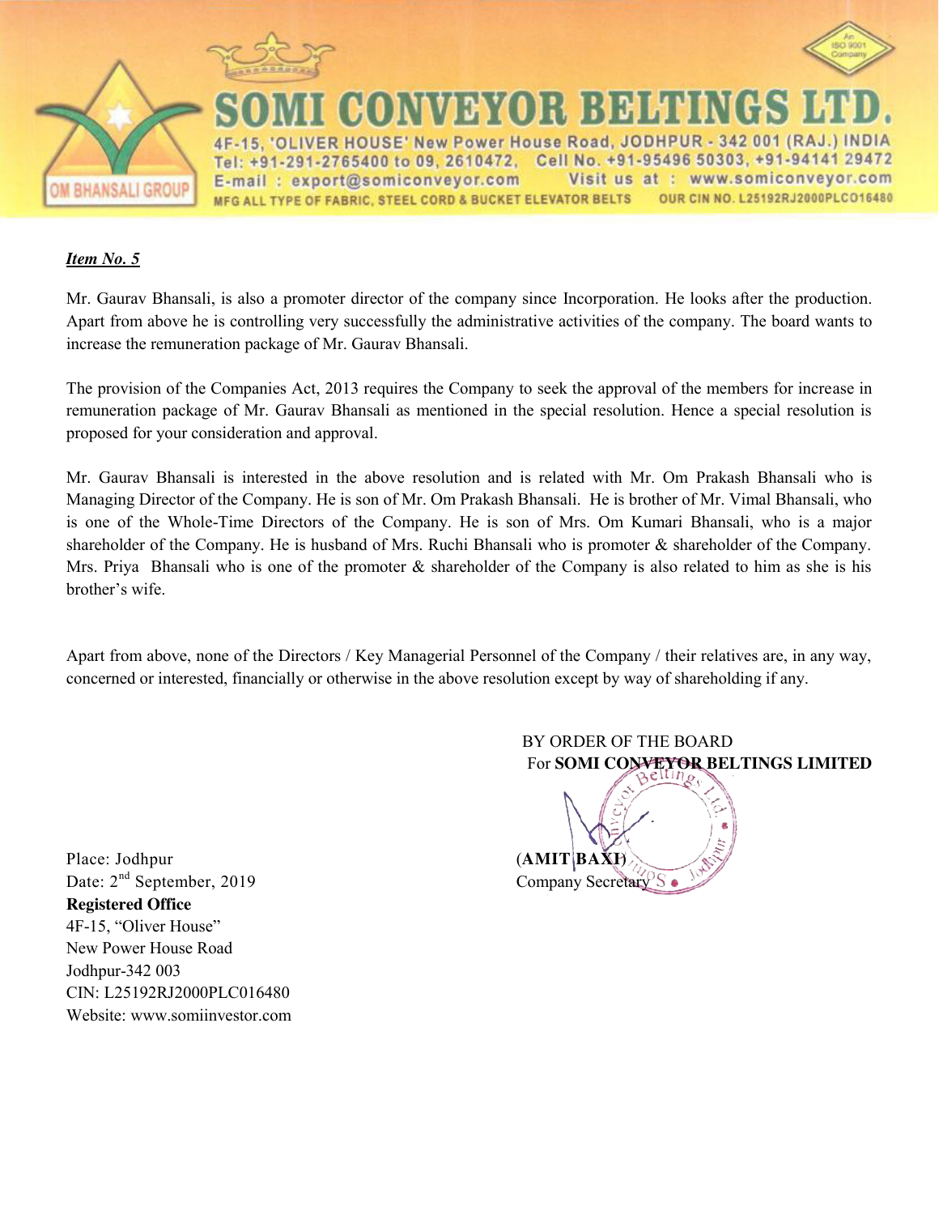# SOMI CONVEYOR BELTINGS LTD.

4F-15, 'OLIVER HOUSE' New Power House Road, JODHPUR - 342 001 (RAJ.) INDIA
Tel: +91-291-2765400 to 09, 2610472, Cell No. +91-95496 50303, +91-94141 29472
E-mail : export@somiconveyor.com Visit us at : www.somiconveyor.com
MFG ALL TYPE OF FABRIC, STEEL CORD & BUCKET ELEVATOR BELTS OUR CIN NO. L25192RJ2000PLCO16480

***Item No. 5***

Mr. Gaurav Bhansali, is also a promoter director of the company since Incorporation. He looks after the production. Apart from above he is controlling very successfully the administrative activities of the company. The board wants to increase the remuneration package of Mr. Gaurav Bhansali.

The provision of the Companies Act, 2013 requires the Company to seek the approval of the members for increase in remuneration package of Mr. Gaurav Bhansali as mentioned in the special resolution. Hence a special resolution is proposed for your consideration and approval.

Mr. Gaurav Bhansali is interested in the above resolution and is related with Mr. Om Prakash Bhansali who is Managing Director of the Company. He is son of Mr. Om Prakash Bhansali. He is brother of Mr. Vimal Bhansali, who is one of the Whole-Time Directors of the Company. He is son of Mrs. Om Kumari Bhansali, who is a major shareholder of the Company. He is husband of Mrs. Ruchi Bhansali who is promoter & shareholder of the Company. Mrs. Priya Bhansali who is one of the promoter & shareholder of the Company is also related to him as she is his brother's wife.

Apart from above, none of the Directors / Key Managerial Personnel of the Company / their relatives are, in any way, concerned or interested, financially or otherwise in the above resolution except by way of shareholding if any.

BY ORDER OF THE BOARD
For **SOMI CONVEYOR BELTINGS LIMITED**

(**AMIT BAXI**)
Company Secretary

Place: Jodhpur
Date: 2nd September, 2019
**Registered Office**
4F-15, "Oliver House"
New Power House Road
Jodhpur-342 003
CIN: L25192RJ2000PLC016480
Website: www.somiinvestor.com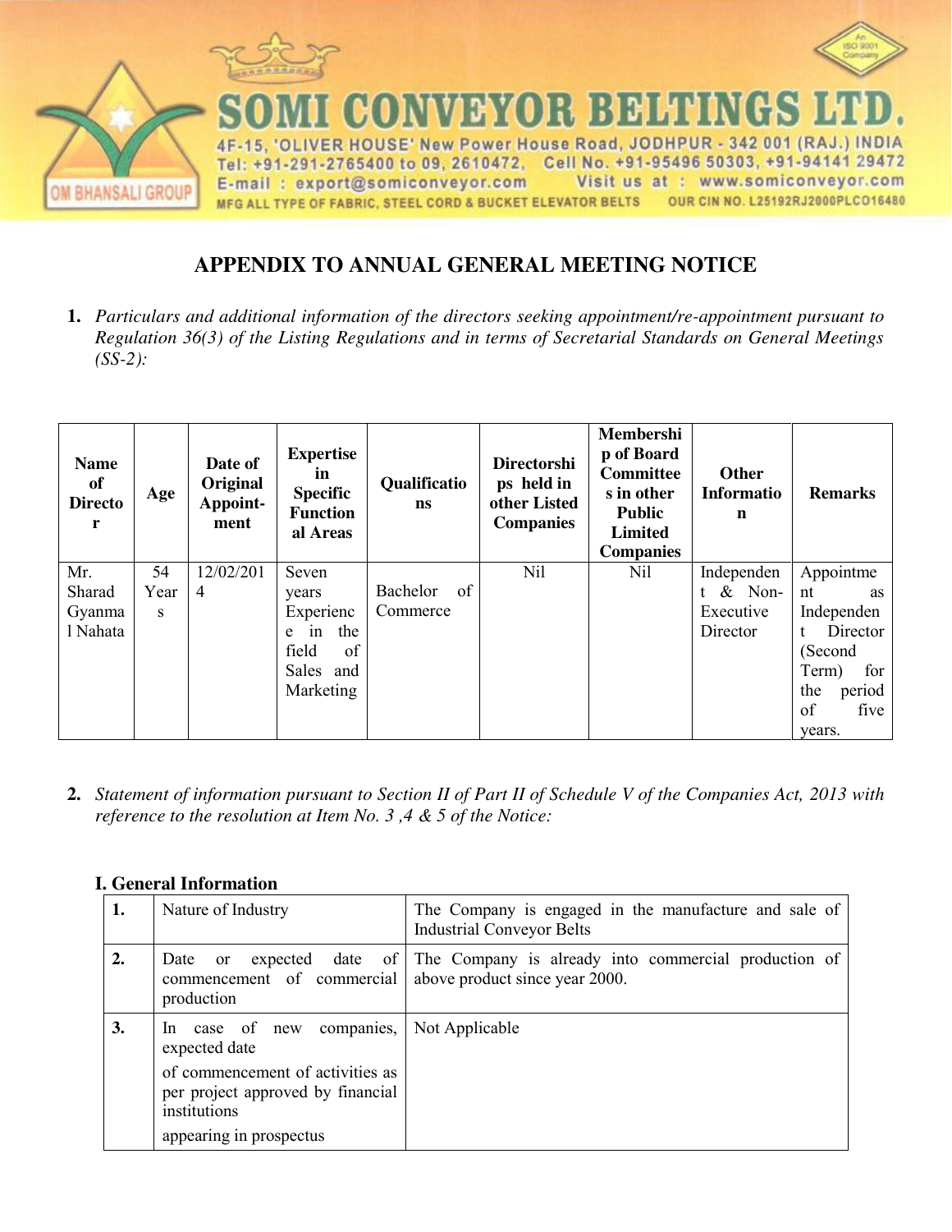# APPENDIX TO ANNUAL GENERAL MEETING NOTICE

1. *Particulars and additional information of the directors seeking appointment/re-appointment pursuant to Regulation 36(3) of the Listing Regulations and in terms of Secretarial Standards on General Meetings (SS-2):*

| Name of Director | Age | Date of Original Appoint-ment | Expertise in Specific Functional Areas | Qualifications | Directorships held in other Listed Companies | Membership of Board Committees in other Public Limited Companies | Other Information | Remarks |
|---|---|---|---|---|---|---|---|---|
| Mr. Sharad Gyanmal Nahata | 54 Years | 12/02/2014 | Seven years Experience in the field of Sales and Marketing | Bachelor of Commerce | Nil | Nil | Independent & Non-Executive Director | Appointment as Independent Director (Second Term) for the period of five years. |

2. *Statement of information pursuant to Section II of Part II of Schedule V of the Companies Act, 2013 with reference to the resolution at Item No. 3 ,4 & 5 of the Notice:*

**I. General Information**

| | | |
|---|---|---|
| **1.** | Nature of Industry | The Company is engaged in the manufacture and sale of Industrial Conveyor Belts |
| **2.** | Date or expected date of commencement of commercial production | The Company is already into commercial production of above product since year 2000. |
| **3.** | In case of new companies, expected date of commencement of activities as per project approved by financial institutions appearing in prospectus | Not Applicable |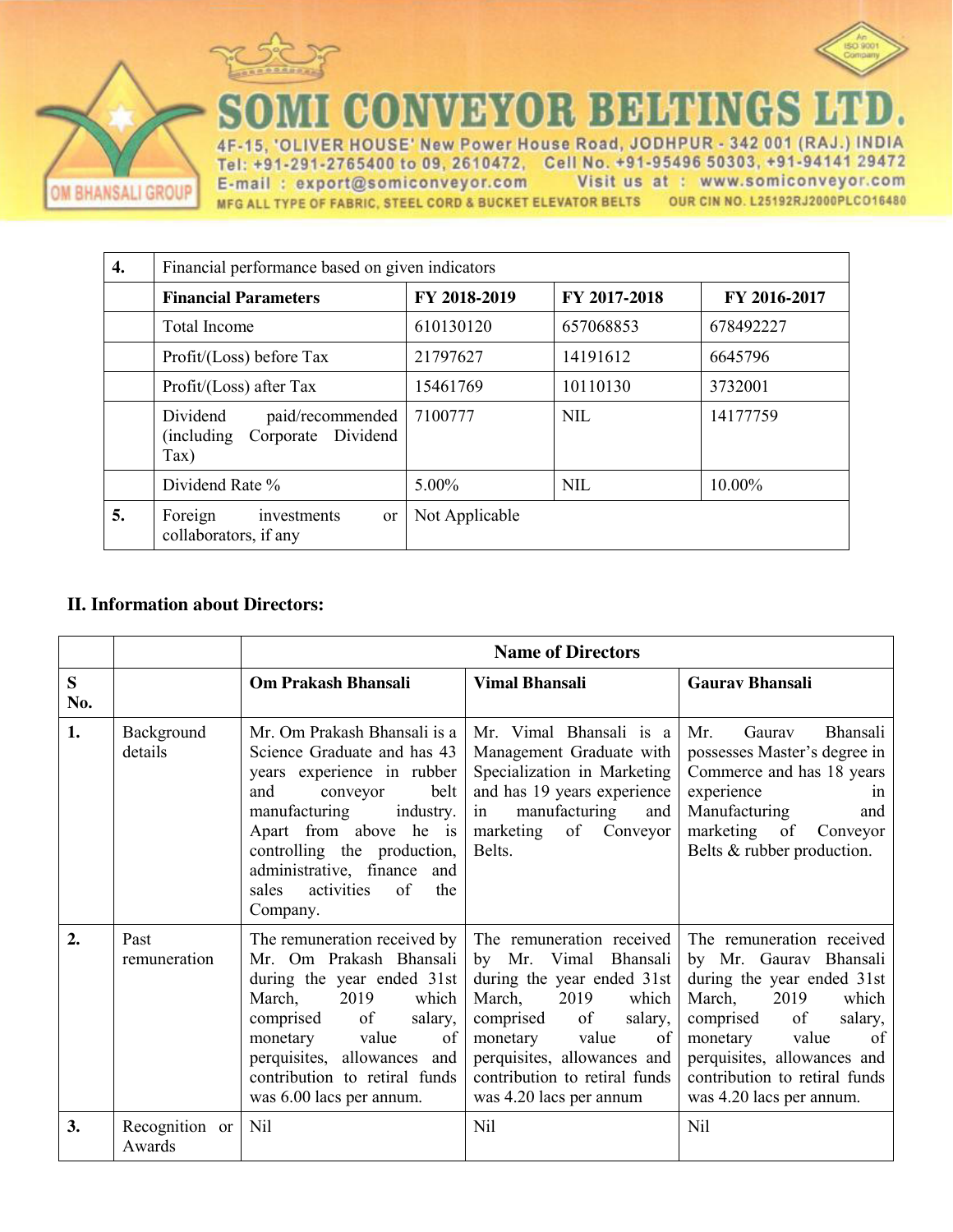| 4. | Financial performance based on given indicators | | | |
|---|---|---|---|---|
| | **Financial Parameters** | **FY 2018-2019** | **FY 2017-2018** | **FY 2016-2017** |
| | Total Income | 610130120 | 657068853 | 678492227 |
| | Profit/(Loss) before Tax | 21797627 | 14191612 | 6645796 |
| | Profit/(Loss) after Tax | 15461769 | 10110130 | 3732001 |
| | Dividend paid/recommended (including Corporate Dividend Tax) | 7100777 | NIL | 14177759 |
| | Dividend Rate % | 5.00% | NIL | 10.00% |
| 5. | Foreign investments or collaborators, if any | Not Applicable | | |

## II. Information about Directors:

| | | **Name of Directors** | | |
|---|---|---|---|---|
| **S No.** | | **Om Prakash Bhansali** | **Vimal Bhansali** | **Gaurav Bhansali** |
| **1.** | Background details | Mr. Om Prakash Bhansali is a Science Graduate and has 43 years experience in rubber and conveyor belt manufacturing industry. Apart from above he is controlling the production, administrative, finance and sales activities of the Company. | Mr. Vimal Bhansali is a Management Graduate with Specialization in Marketing and has 19 years experience in manufacturing and marketing of Conveyor Belts. | Mr. Gaurav Bhansali possesses Master's degree in Commerce and has 18 years experience in Manufacturing and marketing of Conveyor Belts & rubber production. |
| **2.** | Past remuneration | The remuneration received by Mr. Om Prakash Bhansali during the year ended 31st March, 2019 which comprised of salary, monetary value of perquisites, allowances and contribution to retiral funds was 6.00 lacs per annum. | The remuneration received by Mr. Vimal Bhansali during the year ended 31st March, 2019 which comprised of salary, monetary value of perquisites, allowances and contribution to retiral funds was 4.20 lacs per annum | The remuneration received by Mr. Gaurav Bhansali during the year ended 31st March, 2019 which comprised of salary, monetary value of perquisites, allowances and contribution to retiral funds was 4.20 lacs per annum. |
| **3.** | Recognition or Awards | Nil | Nil | Nil |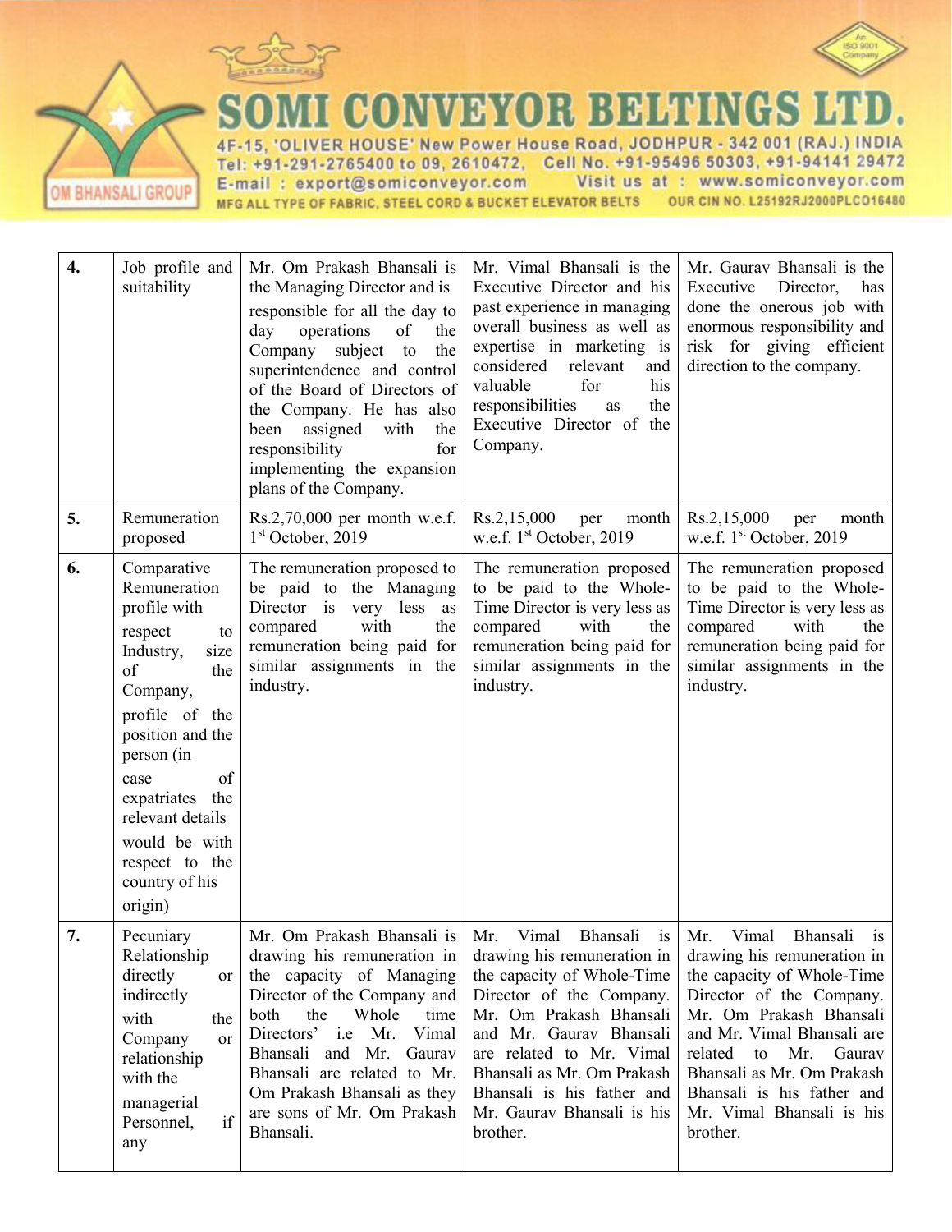# SOMI CONVEYOR BELTINGS LTD.

4F-15, 'OLIVER HOUSE' New Power House Road, JODHPUR - 342 001 (RAJ.) INDIA
Tel: +91-291-2765400 to 09, 2610472, Cell No. +91-95496 50303, +91-94141 29472
E-mail : export@somiconveyor.com Visit us at : www.somiconveyor.com
MFG ALL TYPE OF FABRIC, STEEL CORD & BUCKET ELEVATOR BELTS OUR CIN NO. L25192RJ2000PLC016480

| | | | | |
|---|---|---|---|---|
| **4.** | Job profile and suitability | Mr. Om Prakash Bhansali is the Managing Director and is responsible for all the day to day operations of the Company subject to the superintendence and control of the Board of Directors of the Company. He has also been assigned with the responsibility for implementing the expansion plans of the Company. | Mr. Vimal Bhansali is the Executive Director and his past experience in managing overall business as well as expertise in marketing is considered relevant and valuable for his responsibilities as the Executive Director of the Company. | Mr. Gaurav Bhansali is the Executive Director, has done the onerous job with enormous responsibility and risk for giving efficient direction to the company. |
| **5.** | Remuneration proposed | Rs.2,70,000 per month w.e.f. 1st October, 2019 | Rs.2,15,000 per month w.e.f. 1st October, 2019 | Rs.2,15,000 per month w.e.f. 1st October, 2019 |
| **6.** | Comparative Remuneration profile with respect to Industry, size of the Company, profile of the position and the person (in case of expatriates the relevant details would be with respect to the country of his origin) | The remuneration proposed to be paid to the Managing Director is very less as compared with the remuneration being paid for similar assignments in the industry. | The remuneration proposed to be paid to the Whole-Time Director is very less as compared with the remuneration being paid for similar assignments in the industry. | The remuneration proposed to be paid to the Whole-Time Director is very less as compared with the remuneration being paid for similar assignments in the industry. |
| **7.** | Pecuniary Relationship directly or indirectly with the Company or relationship with the managerial Personnel, if any | Mr. Om Prakash Bhansali is drawing his remuneration in the capacity of Managing Director of the Company and both the Whole time Directors' i.e Mr. Vimal Bhansali and Mr. Gaurav Bhansali are related to Mr. Om Prakash Bhansali as they are sons of Mr. Om Prakash Bhansali. | Mr. Vimal Bhansali is drawing his remuneration in the capacity of Whole-Time Director of the Company. Mr. Om Prakash Bhansali and Mr. Gaurav Bhansali are related to Mr. Vimal Bhansali as Mr. Om Prakash Bhansali is his father and Mr. Gaurav Bhansali is his brother. | Mr. Vimal Bhansali is drawing his remuneration in the capacity of Whole-Time Director of the Company. Mr. Om Prakash Bhansali and Mr. Vimal Bhansali are related to Mr. Gaurav Bhansali as Mr. Om Prakash Bhansali is his father and Mr. Vimal Bhansali is his brother. |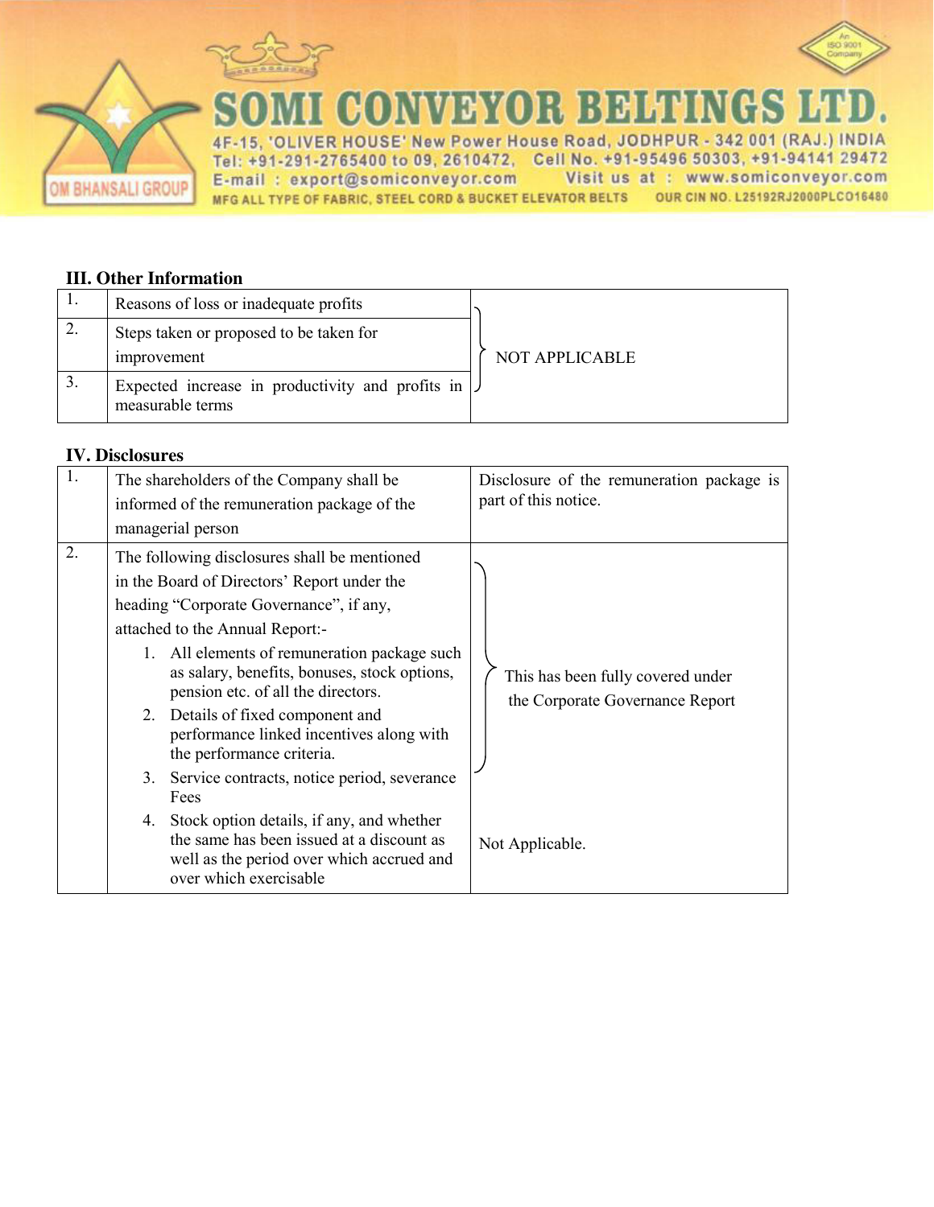SOMI CONVEYOR BELTINGS LTD.

4F-15, 'OLIVER HOUSE' New Power House Road, JODHPUR - 342 001 (RAJ.) INDIA
Tel: +91-291-2765400 to 09, 2610472, Cell No. +91-95496 50303, +91-94141 29472
E-mail : export@somiconveyor.com Visit us at : www.somiconveyor.com
MFG ALL TYPE OF FABRIC, STEEL CORD & BUCKET ELEVATOR BELTS OUR CIN NO. L25192RJ2000PLCO16480

### III. Other Information

| | | |
|---|---|---|
| 1. | Reasons of loss or inadequate profits | NOT APPLICABLE |
| 2. | Steps taken or proposed to be taken for improvement | |
| 3. | Expected increase in productivity and profits in measurable terms | |

### IV. Disclosures

| | | |
|---|---|---|
| 1. | The shareholders of the Company shall be informed of the remuneration package of the managerial person | Disclosure of the remuneration package is part of this notice. |
| 2. | The following disclosures shall be mentioned in the Board of Directors' Report under the heading "Corporate Governance", if any, attached to the Annual Report:-<br>1. All elements of remuneration package such as salary, benefits, bonuses, stock options, pension etc. of all the directors.<br>2. Details of fixed component and performance linked incentives along with the performance criteria.<br>3. Service contracts, notice period, severance Fees | This has been fully covered under the Corporate Governance Report |
| | 4. Stock option details, if any, and whether the same has been issued at a discount as well as the period over which accrued and over which exercisable | Not Applicable. |